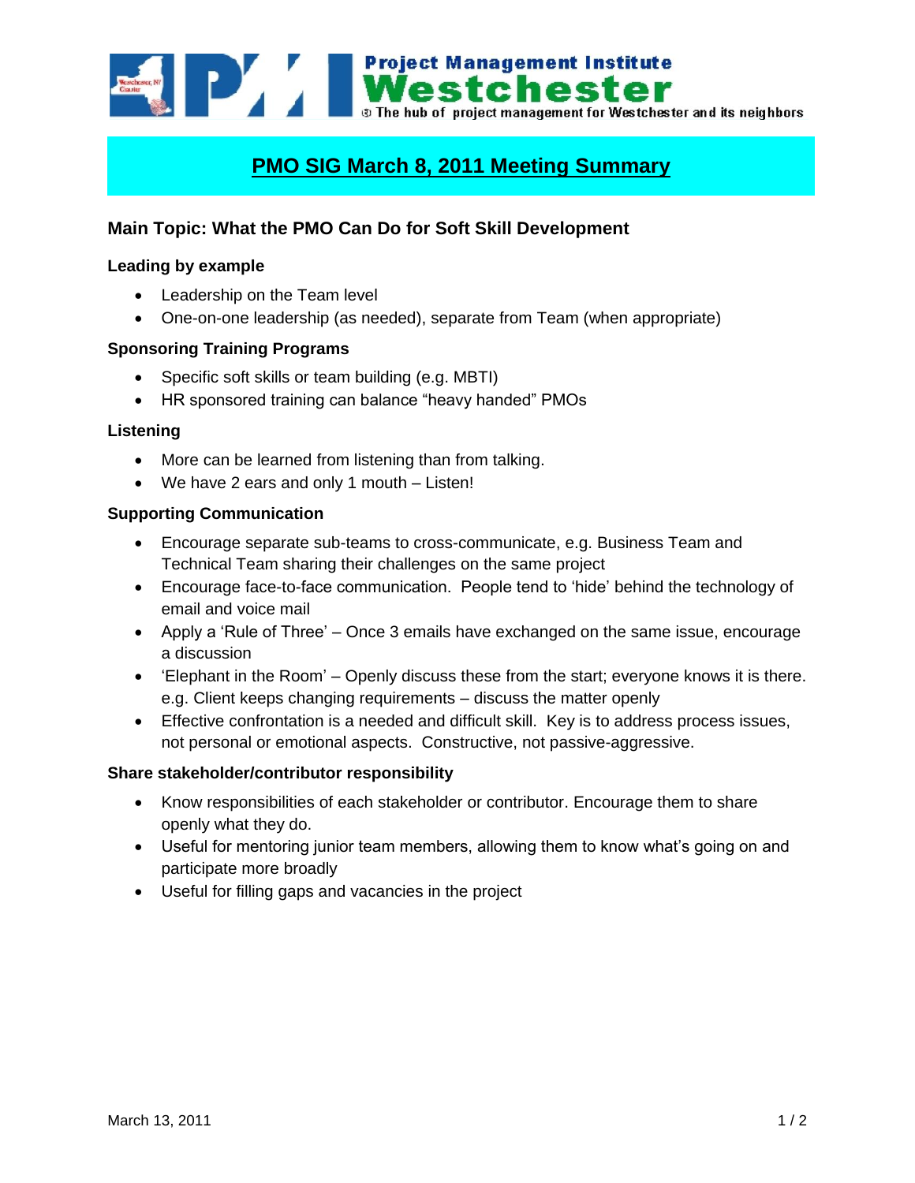Project Management Institute Westchester
The hub of project management for Westchester and its neighbors

# PMO SIG March 8, 2011 Meeting Summary

## Main Topic: What the PMO Can Do for Soft Skill Development

### Leading by example

- Leadership on the Team level
- One-on-one leadership (as needed), separate from Team (when appropriate)

### Sponsoring Training Programs

- Specific soft skills or team building (e.g. MBTI)
- HR sponsored training can balance “heavy handed” PMOs

### Listening

- More can be learned from listening than from talking.
- We have 2 ears and only 1 mouth – Listen!

### Supporting Communication

- Encourage separate sub-teams to cross-communicate, e.g. Business Team and Technical Team sharing their challenges on the same project
- Encourage face-to-face communication. People tend to ‘hide’ behind the technology of email and voice mail
- Apply a ‘Rule of Three’ – Once 3 emails have exchanged on the same issue, encourage a discussion
- ‘Elephant in the Room’ – Openly discuss these from the start; everyone knows it is there. e.g. Client keeps changing requirements – discuss the matter openly
- Effective confrontation is a needed and difficult skill. Key is to address process issues, not personal or emotional aspects. Constructive, not passive-aggressive.

### Share stakeholder/contributor responsibility

- Know responsibilities of each stakeholder or contributor. Encourage them to share openly what they do.
- Useful for mentoring junior team members, allowing them to know what’s going on and participate more broadly
- Useful for filling gaps and vacancies in the project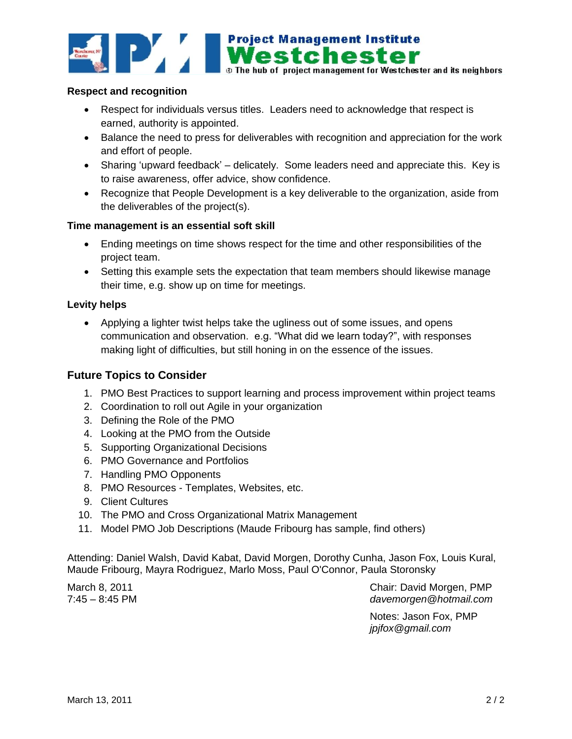**Respect and recognition**

- Respect for individuals versus titles. Leaders need to acknowledge that respect is earned, authority is appointed.
- Balance the need to press for deliverables with recognition and appreciation for the work and effort of people.
- Sharing 'upward feedback' – delicately. Some leaders need and appreciate this. Key is to raise awareness, offer advice, show confidence.
- Recognize that People Development is a key deliverable to the organization, aside from the deliverables of the project(s).

**Time management is an essential soft skill**

- Ending meetings on time shows respect for the time and other responsibilities of the project team.
- Setting this example sets the expectation that team members should likewise manage their time, e.g. show up on time for meetings.

**Levity helps**

- Applying a lighter twist helps take the ugliness out of some issues, and opens communication and observation. e.g. "What did we learn today?", with responses making light of difficulties, but still honing in on the essence of the issues.

## Future Topics to Consider

1. PMO Best Practices to support learning and process improvement within project teams
2. Coordination to roll out Agile in your organization
3. Defining the Role of the PMO
4. Looking at the PMO from the Outside
5. Supporting Organizational Decisions
6. PMO Governance and Portfolios
7. Handling PMO Opponents
8. PMO Resources - Templates, Websites, etc.
9. Client Cultures
10. The PMO and Cross Organizational Matrix Management
11. Model PMO Job Descriptions (Maude Fribourg has sample, find others)

Attending: Daniel Walsh, David Kabat, David Morgen, Dorothy Cunha, Jason Fox, Louis Kural, Maude Fribourg, Mayra Rodriguez, Marlo Moss, Paul O'Connor, Paula Storonsky

March 8, 2011
7:45 – 8:45 PM

Chair: David Morgen, PMP
*davemorgen@hotmail.com*

Notes: Jason Fox, PMP
*jpjfox@gmail.com*